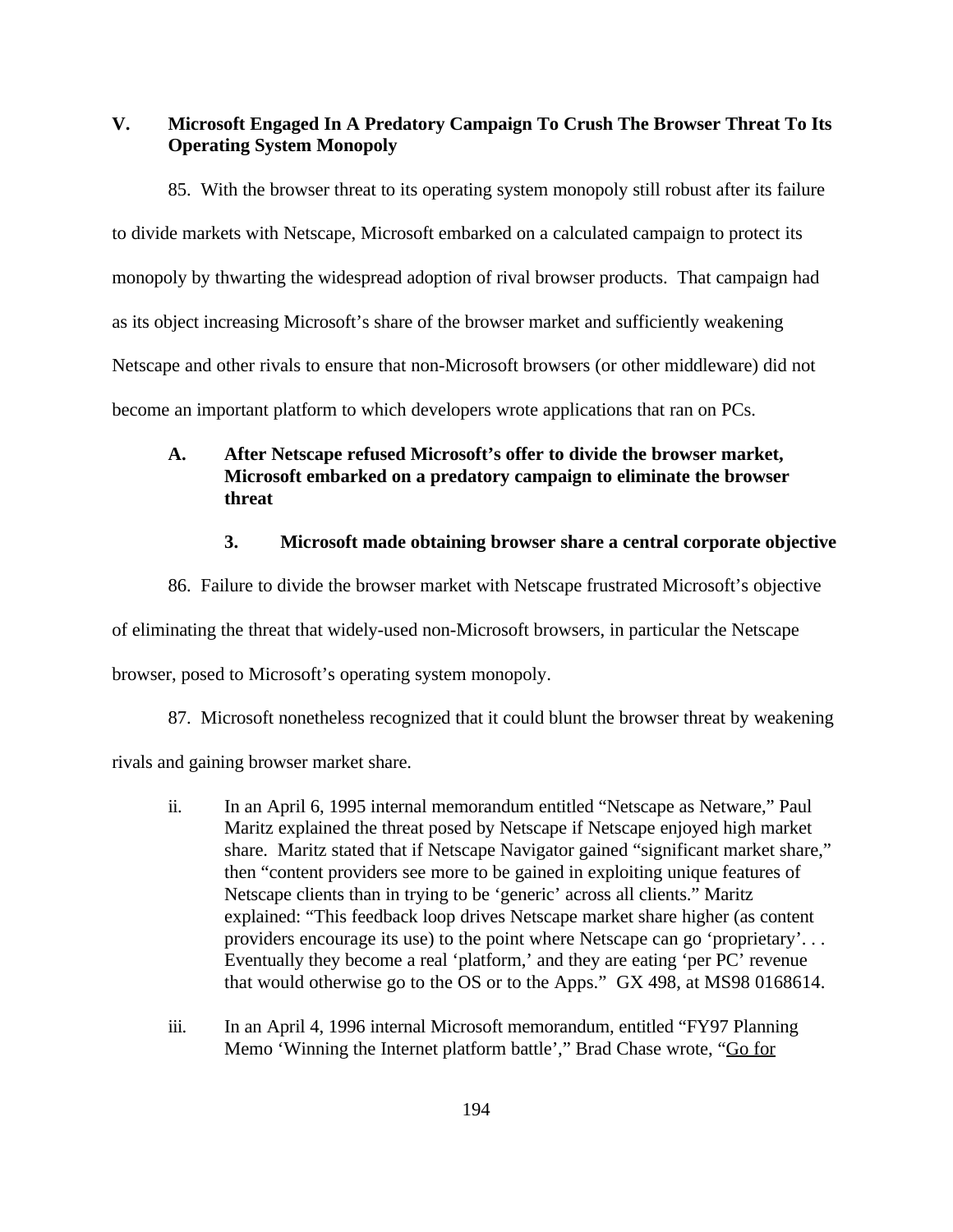## V. Microsoft Engaged In A Predatory Campaign To Crush The Browser Threat To Its Operating System Monopoly

85. With the browser threat to its operating system monopoly still robust after its failure to divide markets with Netscape, Microsoft embarked on a calculated campaign to protect its monopoly by thwarting the widespread adoption of rival browser products. That campaign had as its object increasing Microsoft's share of the browser market and sufficiently weakening Netscape and other rivals to ensure that non-Microsoft browsers (or other middleware) did not become an important platform to which developers wrote applications that ran on PCs.

### A. After Netscape refused Microsoft's offer to divide the browser market, Microsoft embarked on a predatory campaign to eliminate the browser threat

#### 3. Microsoft made obtaining browser share a central corporate objective

86. Failure to divide the browser market with Netscape frustrated Microsoft's objective of eliminating the threat that widely-used non-Microsoft browsers, in particular the Netscape browser, posed to Microsoft's operating system monopoly.

87. Microsoft nonetheless recognized that it could blunt the browser threat by weakening rivals and gaining browser market share.

ii. In an April 6, 1995 internal memorandum entitled "Netscape as Netware," Paul Maritz explained the threat posed by Netscape if Netscape enjoyed high market share. Maritz stated that if Netscape Navigator gained "significant market share," then "content providers see more to be gained in exploiting unique features of Netscape clients than in trying to be 'generic' across all clients." Maritz explained: "This feedback loop drives Netscape market share higher (as content providers encourage its use) to the point where Netscape can go 'proprietary'. . . Eventually they become a real 'platform,' and they are eating 'per PC' revenue that would otherwise go to the OS or to the Apps." GX 498, at MS98 0168614.

iii. In an April 4, 1996 internal Microsoft memorandum, entitled "FY97 Planning Memo 'Winning the Internet platform battle'," Brad Chase wrote, "<u>Go for</u>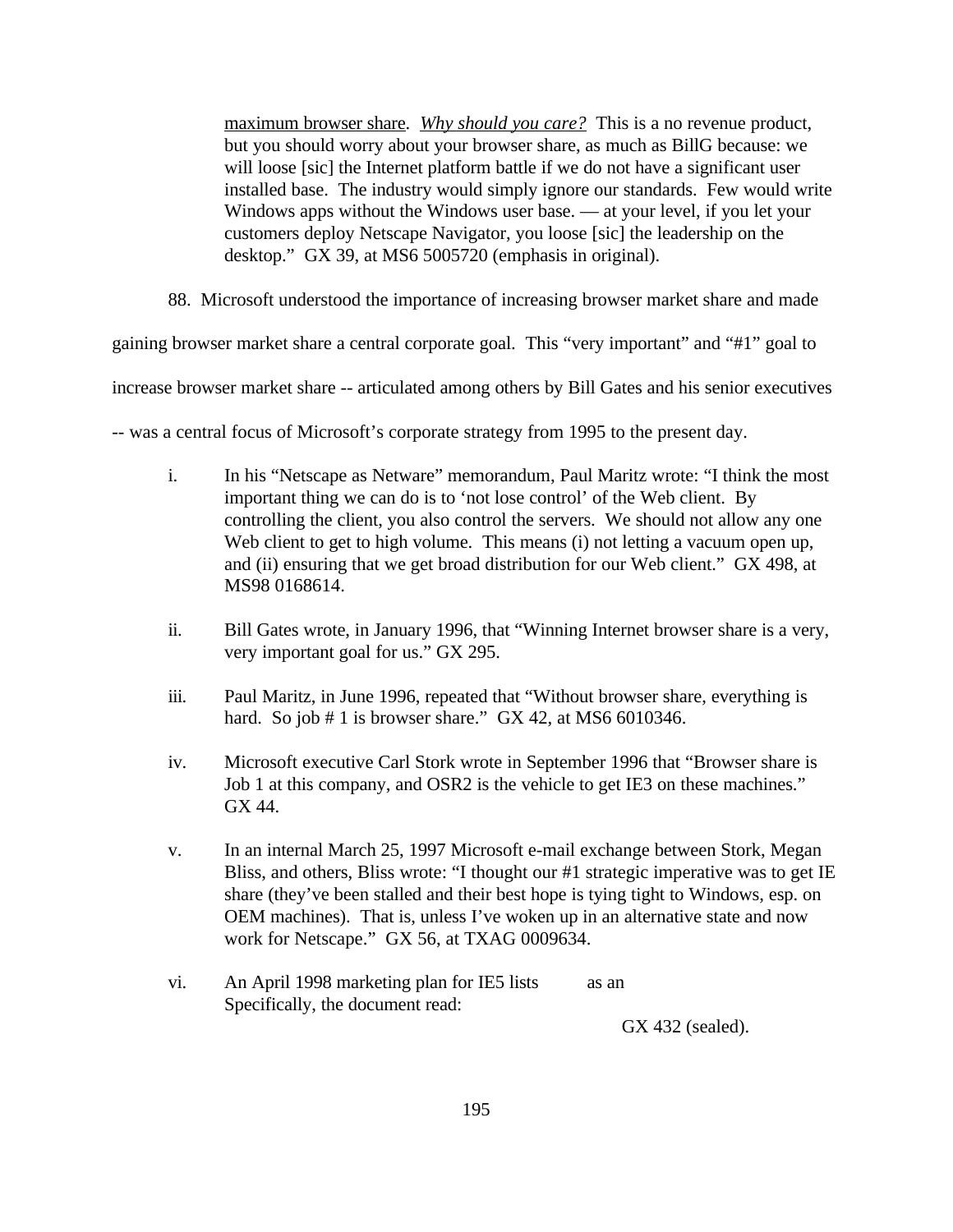maximum browser share. *Why should you care?* This is a no revenue product, but you should worry about your browser share, as much as BillG because: we will loose [sic] the Internet platform battle if we do not have a significant user installed base. The industry would simply ignore our standards. Few would write Windows apps without the Windows user base. — at your level, if you let your customers deploy Netscape Navigator, you loose [sic] the leadership on the desktop." GX 39, at MS6 5005720 (emphasis in original).

88. Microsoft understood the importance of increasing browser market share and made gaining browser market share a central corporate goal. This "very important" and "#1" goal to increase browser market share -- articulated among others by Bill Gates and his senior executives -- was a central focus of Microsoft's corporate strategy from 1995 to the present day.

i. In his "Netscape as Netware" memorandum, Paul Maritz wrote: "I think the most important thing we can do is to 'not lose control' of the Web client. By controlling the client, you also control the servers. We should not allow any one Web client to get to high volume. This means (i) not letting a vacuum open up, and (ii) ensuring that we get broad distribution for our Web client." GX 498, at MS98 0168614.

ii. Bill Gates wrote, in January 1996, that "Winning Internet browser share is a very, very important goal for us." GX 295.

iii. Paul Maritz, in June 1996, repeated that "Without browser share, everything is hard. So job # 1 is browser share." GX 42, at MS6 6010346.

iv. Microsoft executive Carl Stork wrote in September 1996 that "Browser share is Job 1 at this company, and OSR2 is the vehicle to get IE3 on these machines." GX 44.

v. In an internal March 25, 1997 Microsoft e-mail exchange between Stork, Megan Bliss, and others, Bliss wrote: "I thought our #1 strategic imperative was to get IE share (they've been stalled and their best hope is tying tight to Windows, esp. on OEM machines). That is, unless I've woken up in an alternative state and now work for Netscape." GX 56, at TXAG 0009634.

vi. An April 1998 marketing plan for IE5 lists as an Specifically, the document read:

GX 432 (sealed).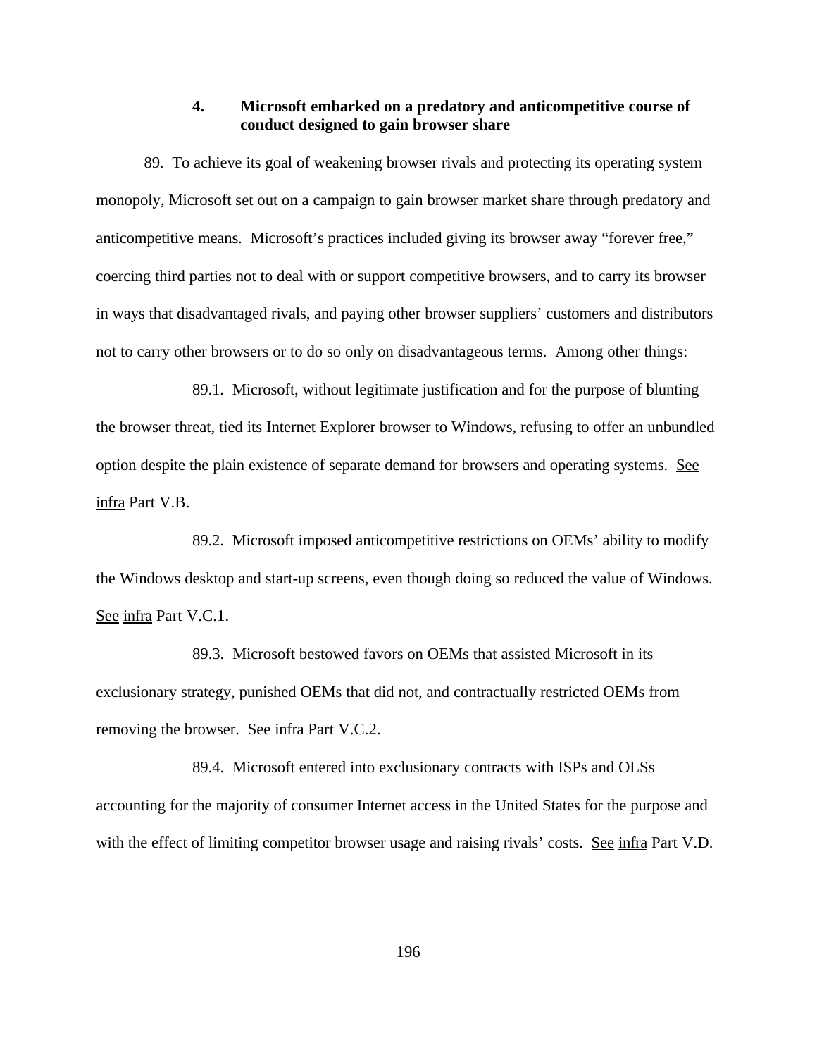#### 4. Microsoft embarked on a predatory and anticompetitive course of conduct designed to gain browser share

89. To achieve its goal of weakening browser rivals and protecting its operating system monopoly, Microsoft set out on a campaign to gain browser market share through predatory and anticompetitive means. Microsoft's practices included giving its browser away "forever free," coercing third parties not to deal with or support competitive browsers, and to carry its browser in ways that disadvantaged rivals, and paying other browser suppliers' customers and distributors not to carry other browsers or to do so only on disadvantageous terms. Among other things:

89.1. Microsoft, without legitimate justification and for the purpose of blunting the browser threat, tied its Internet Explorer browser to Windows, refusing to offer an unbundled option despite the plain existence of separate demand for browsers and operating systems. See infra Part V.B.

89.2. Microsoft imposed anticompetitive restrictions on OEMs' ability to modify the Windows desktop and start-up screens, even though doing so reduced the value of Windows. See infra Part V.C.1.

89.3. Microsoft bestowed favors on OEMs that assisted Microsoft in its exclusionary strategy, punished OEMs that did not, and contractually restricted OEMs from removing the browser. See infra Part V.C.2.

89.4. Microsoft entered into exclusionary contracts with ISPs and OLSs accounting for the majority of consumer Internet access in the United States for the purpose and with the effect of limiting competitor browser usage and raising rivals' costs. See infra Part V.D.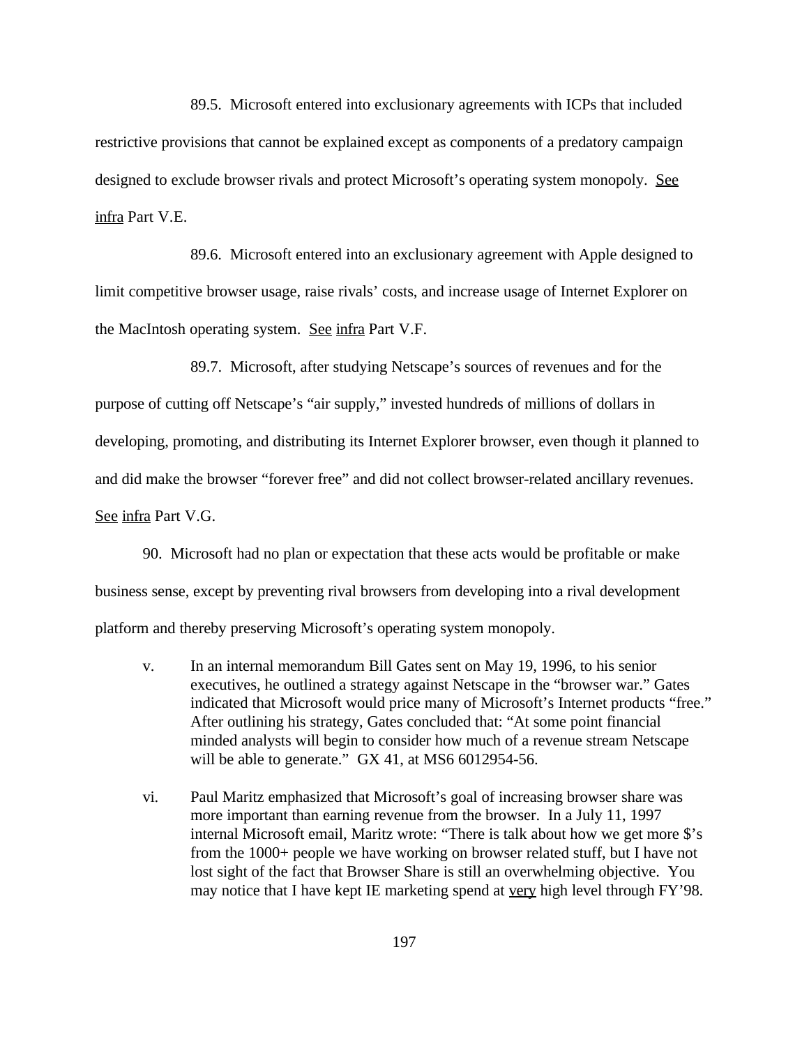89.5. Microsoft entered into exclusionary agreements with ICPs that included restrictive provisions that cannot be explained except as components of a predatory campaign designed to exclude browser rivals and protect Microsoft's operating system monopoly. See infra Part V.E.

89.6. Microsoft entered into an exclusionary agreement with Apple designed to limit competitive browser usage, raise rivals' costs, and increase usage of Internet Explorer on the MacIntosh operating system. See infra Part V.F.

89.7. Microsoft, after studying Netscape's sources of revenues and for the purpose of cutting off Netscape's "air supply," invested hundreds of millions of dollars in developing, promoting, and distributing its Internet Explorer browser, even though it planned to and did make the browser "forever free" and did not collect browser-related ancillary revenues. See infra Part V.G.

90. Microsoft had no plan or expectation that these acts would be profitable or make business sense, except by preventing rival browsers from developing into a rival development platform and thereby preserving Microsoft's operating system monopoly.

v. In an internal memorandum Bill Gates sent on May 19, 1996, to his senior executives, he outlined a strategy against Netscape in the "browser war." Gates indicated that Microsoft would price many of Microsoft's Internet products "free." After outlining his strategy, Gates concluded that: "At some point financial minded analysts will begin to consider how much of a revenue stream Netscape will be able to generate." GX 41, at MS6 6012954-56.

vi. Paul Maritz emphasized that Microsoft's goal of increasing browser share was more important than earning revenue from the browser. In a July 11, 1997 internal Microsoft email, Maritz wrote: "There is talk about how we get more $'s from the 1000+ people we have working on browser related stuff, but I have not lost sight of the fact that Browser Share is still an overwhelming objective. You may notice that I have kept IE marketing spend at very high level through FY'98.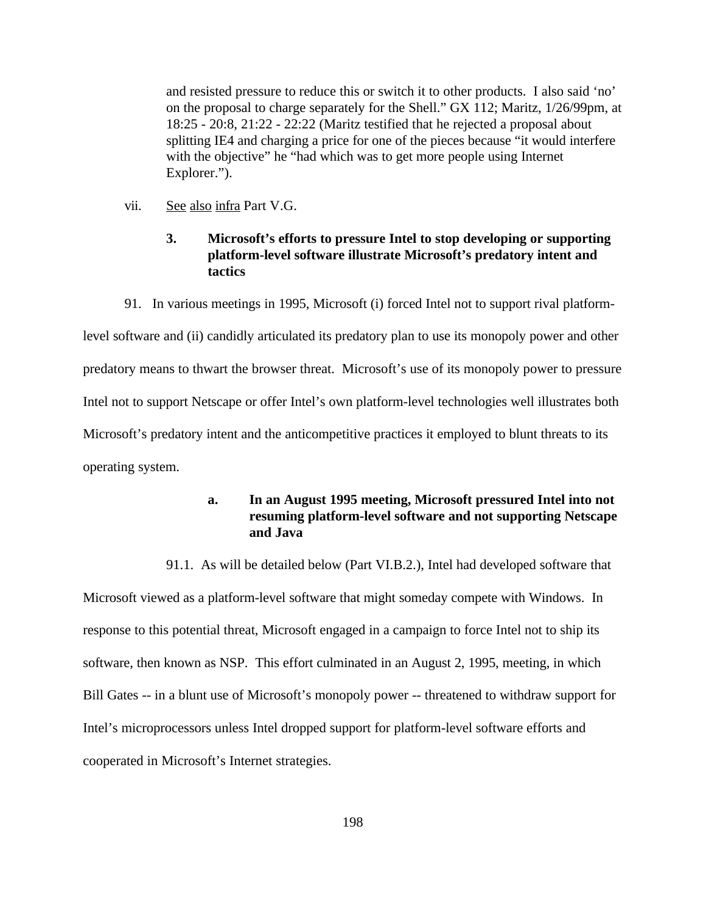and resisted pressure to reduce this or switch it to other products. I also said 'no' on the proposal to charge separately for the Shell." GX 112; Maritz, 1/26/99pm, at 18:25 - 20:8, 21:22 - 22:22 (Maritz testified that he rejected a proposal about splitting IE4 and charging a price for one of the pieces because "it would interfere with the objective" he "had which was to get more people using Internet Explorer.").

vii. See also infra Part V.G.

### 3. Microsoft's efforts to pressure Intel to stop developing or supporting platform-level software illustrate Microsoft's predatory intent and tactics

91. In various meetings in 1995, Microsoft (i) forced Intel not to support rival platform-level software and (ii) candidly articulated its predatory plan to use its monopoly power and other predatory means to thwart the browser threat. Microsoft's use of its monopoly power to pressure Intel not to support Netscape or offer Intel's own platform-level technologies well illustrates both Microsoft's predatory intent and the anticompetitive practices it employed to blunt threats to its operating system.

#### a. In an August 1995 meeting, Microsoft pressured Intel into not resuming platform-level software and not supporting Netscape and Java

91.1. As will be detailed below (Part VI.B.2.), Intel had developed software that Microsoft viewed as a platform-level software that might someday compete with Windows. In response to this potential threat, Microsoft engaged in a campaign to force Intel not to ship its software, then known as NSP. This effort culminated in an August 2, 1995, meeting, in which Bill Gates -- in a blunt use of Microsoft's monopoly power -- threatened to withdraw support for Intel's microprocessors unless Intel dropped support for platform-level software efforts and cooperated in Microsoft's Internet strategies.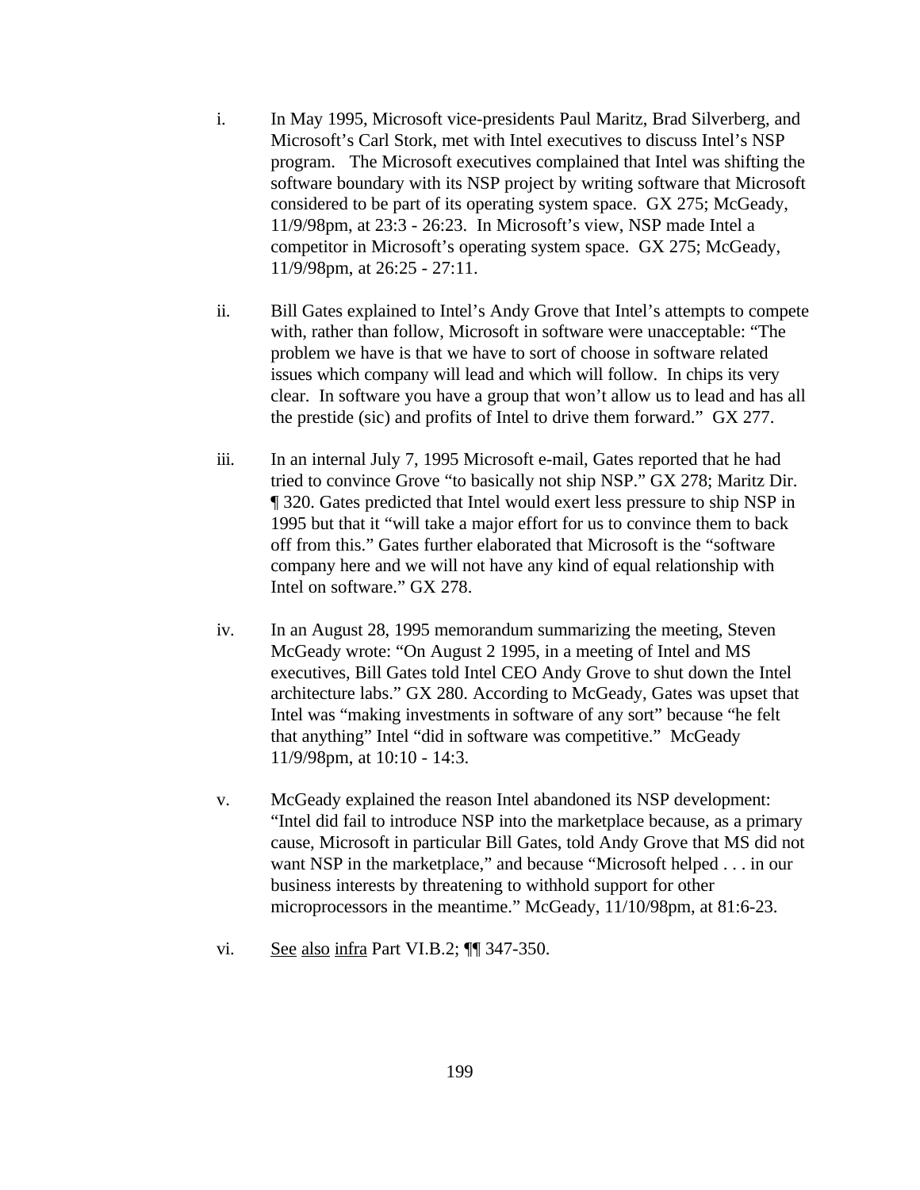i. In May 1995, Microsoft vice-presidents Paul Maritz, Brad Silverberg, and Microsoft's Carl Stork, met with Intel executives to discuss Intel's NSP program. The Microsoft executives complained that Intel was shifting the software boundary with its NSP project by writing software that Microsoft considered to be part of its operating system space. GX 275; McGeady, 11/9/98pm, at 23:3 - 26:23. In Microsoft's view, NSP made Intel a competitor in Microsoft's operating system space. GX 275; McGeady, 11/9/98pm, at 26:25 - 27:11.

ii. Bill Gates explained to Intel's Andy Grove that Intel's attempts to compete with, rather than follow, Microsoft in software were unacceptable: "The problem we have is that we have to sort of choose in software related issues which company will lead and which will follow. In chips its very clear. In software you have a group that won't allow us to lead and has all the prestide (sic) and profits of Intel to drive them forward." GX 277.

iii. In an internal July 7, 1995 Microsoft e-mail, Gates reported that he had tried to convince Grove "to basically not ship NSP." GX 278; Maritz Dir. ¶ 320. Gates predicted that Intel would exert less pressure to ship NSP in 1995 but that it "will take a major effort for us to convince them to back off from this." Gates further elaborated that Microsoft is the "software company here and we will not have any kind of equal relationship with Intel on software." GX 278.

iv. In an August 28, 1995 memorandum summarizing the meeting, Steven McGeady wrote: "On August 2 1995, in a meeting of Intel and MS executives, Bill Gates told Intel CEO Andy Grove to shut down the Intel architecture labs." GX 280. According to McGeady, Gates was upset that Intel was "making investments in software of any sort" because "he felt that anything" Intel "did in software was competitive." McGeady 11/9/98pm, at 10:10 - 14:3.

v. McGeady explained the reason Intel abandoned its NSP development: "Intel did fail to introduce NSP into the marketplace because, as a primary cause, Microsoft in particular Bill Gates, told Andy Grove that MS did not want NSP in the marketplace," and because "Microsoft helped . . . in our business interests by threatening to withhold support for other microprocessors in the meantime." McGeady, 11/10/98pm, at 81:6-23.

vi. See also infra Part VI.B.2; ¶¶ 347-350.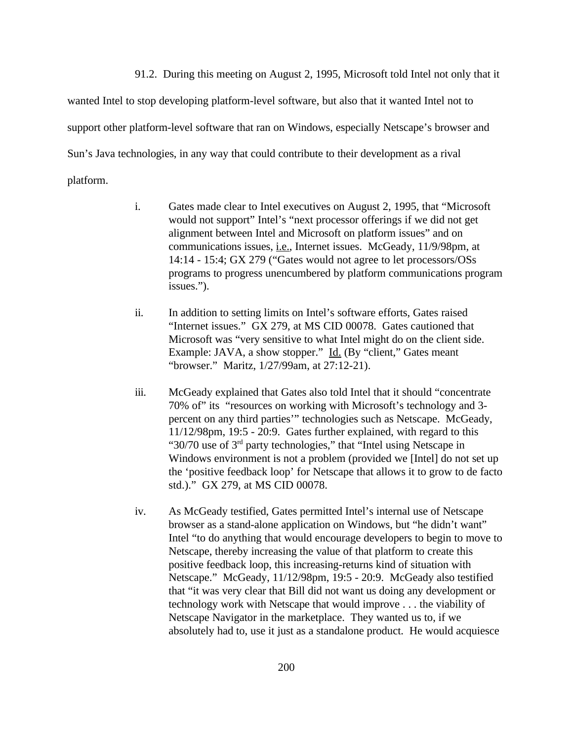91.2. During this meeting on August 2, 1995, Microsoft told Intel not only that it wanted Intel to stop developing platform-level software, but also that it wanted Intel not to support other platform-level software that ran on Windows, especially Netscape's browser and Sun's Java technologies, in any way that could contribute to their development as a rival platform.

i. Gates made clear to Intel executives on August 2, 1995, that "Microsoft would not support" Intel's "next processor offerings if we did not get alignment between Intel and Microsoft on platform issues" and on communications issues, i.e., Internet issues. McGeady, 11/9/98pm, at 14:14 - 15:4; GX 279 ("Gates would not agree to let processors/OSs programs to progress unencumbered by platform communications program issues.").

ii. In addition to setting limits on Intel's software efforts, Gates raised "Internet issues." GX 279, at MS CID 00078. Gates cautioned that Microsoft was "very sensitive to what Intel might do on the client side. Example: JAVA, a show stopper." Id. (By "client," Gates meant "browser." Maritz, 1/27/99am, at 27:12-21).

iii. McGeady explained that Gates also told Intel that it should "concentrate 70% of" its "resources on working with Microsoft's technology and 3-percent on any third parties'" technologies such as Netscape. McGeady, 11/12/98pm, 19:5 - 20:9. Gates further explained, with regard to this "30/70 use of 3rd party technologies," that "Intel using Netscape in Windows environment is not a problem (provided we [Intel] do not set up the 'positive feedback loop' for Netscape that allows it to grow to de facto std.)." GX 279, at MS CID 00078.

iv. As McGeady testified, Gates permitted Intel's internal use of Netscape browser as a stand-alone application on Windows, but "he didn't want" Intel "to do anything that would encourage developers to begin to move to Netscape, thereby increasing the value of that platform to create this positive feedback loop, this increasing-returns kind of situation with Netscape." McGeady, 11/12/98pm, 19:5 - 20:9. McGeady also testified that "it was very clear that Bill did not want us doing any development or technology work with Netscape that would improve . . . the viability of Netscape Navigator in the marketplace. They wanted us to, if we absolutely had to, use it just as a standalone product. He would acquiesce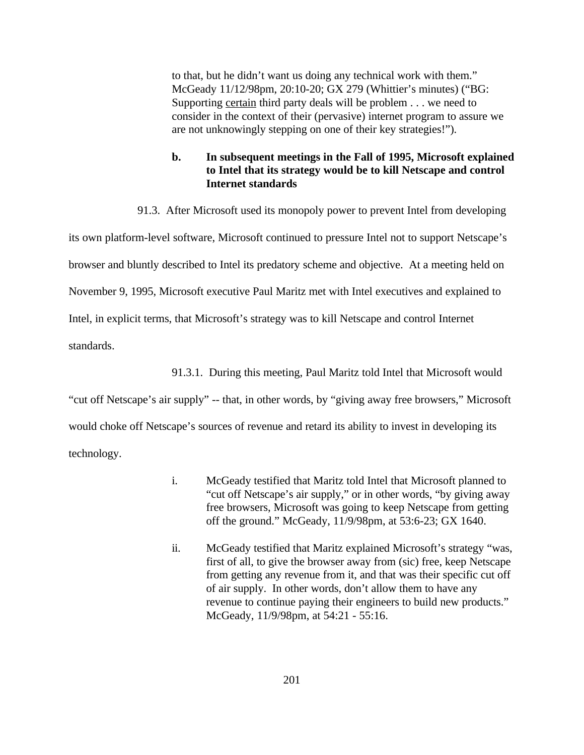to that, but he didn't want us doing any technical work with them." McGeady 11/12/98pm, 20:10-20; GX 279 (Whittier's minutes) ("BG: Supporting <u>certain</u> third party deals will be problem . . . we need to consider in the context of their (pervasive) internet program to assure we are not unknowingly stepping on one of their key strategies!").

**b. In subsequent meetings in the Fall of 1995, Microsoft explained to Intel that its strategy would be to kill Netscape and control Internet standards**

91.3. After Microsoft used its monopoly power to prevent Intel from developing its own platform-level software, Microsoft continued to pressure Intel not to support Netscape's browser and bluntly described to Intel its predatory scheme and objective. At a meeting held on November 9, 1995, Microsoft executive Paul Maritz met with Intel executives and explained to Intel, in explicit terms, that Microsoft's strategy was to kill Netscape and control Internet standards.

91.3.1. During this meeting, Paul Maritz told Intel that Microsoft would "cut off Netscape's air supply" -- that, in other words, by "giving away free browsers," Microsoft would choke off Netscape's sources of revenue and retard its ability to invest in developing its technology.

i. McGeady testified that Maritz told Intel that Microsoft planned to "cut off Netscape's air supply," or in other words, "by giving away free browsers, Microsoft was going to keep Netscape from getting off the ground." McGeady, 11/9/98pm, at 53:6-23; GX 1640.

ii. McGeady testified that Maritz explained Microsoft's strategy "was, first of all, to give the browser away from (sic) free, keep Netscape from getting any revenue from it, and that was their specific cut off of air supply. In other words, don't allow them to have any revenue to continue paying their engineers to build new products." McGeady, 11/9/98pm, at 54:21 - 55:16.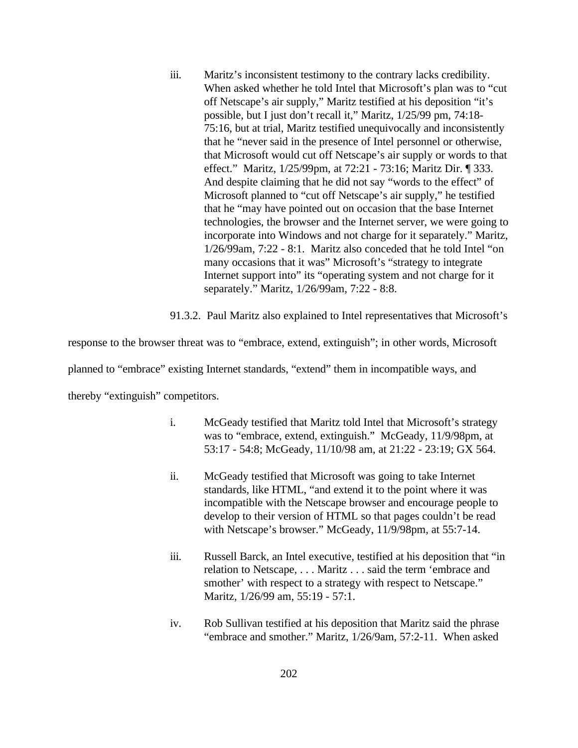iii. Maritz's inconsistent testimony to the contrary lacks credibility. When asked whether he told Intel that Microsoft's plan was to "cut off Netscape's air supply," Maritz testified at his deposition "it's possible, but I just don't recall it," Maritz, 1/25/99 pm, 74:18-75:16, but at trial, Maritz testified unequivocally and inconsistently that he "never said in the presence of Intel personnel or otherwise, that Microsoft would cut off Netscape's air supply or words to that effect." Maritz, 1/25/99pm, at 72:21 - 73:16; Maritz Dir. ¶ 333. And despite claiming that he did not say "words to the effect" of Microsoft planned to "cut off Netscape's air supply," he testified that he "may have pointed out on occasion that the base Internet technologies, the browser and the Internet server, we were going to incorporate into Windows and not charge for it separately." Maritz, 1/26/99am, 7:22 - 8:1. Maritz also conceded that he told Intel "on many occasions that it was" Microsoft's "strategy to integrate Internet support into" its "operating system and not charge for it separately." Maritz, 1/26/99am, 7:22 - 8:8.

91.3.2. Paul Maritz also explained to Intel representatives that Microsoft's response to the browser threat was to "embrace, extend, extinguish"; in other words, Microsoft planned to "embrace" existing Internet standards, "extend" them in incompatible ways, and thereby "extinguish" competitors.

i. McGeady testified that Maritz told Intel that Microsoft's strategy was to "embrace, extend, extinguish." McGeady, 11/9/98pm, at 53:17 - 54:8; McGeady, 11/10/98 am, at 21:22 - 23:19; GX 564.

ii. McGeady testified that Microsoft was going to take Internet standards, like HTML, "and extend it to the point where it was incompatible with the Netscape browser and encourage people to develop to their version of HTML so that pages couldn't be read with Netscape's browser." McGeady, 11/9/98pm, at 55:7-14.

iii. Russell Barck, an Intel executive, testified at his deposition that "in relation to Netscape, . . . Maritz . . . said the term 'embrace and smother' with respect to a strategy with respect to Netscape." Maritz, 1/26/99 am, 55:19 - 57:1.

iv. Rob Sullivan testified at his deposition that Maritz said the phrase "embrace and smother." Maritz, 1/26/9am, 57:2-11. When asked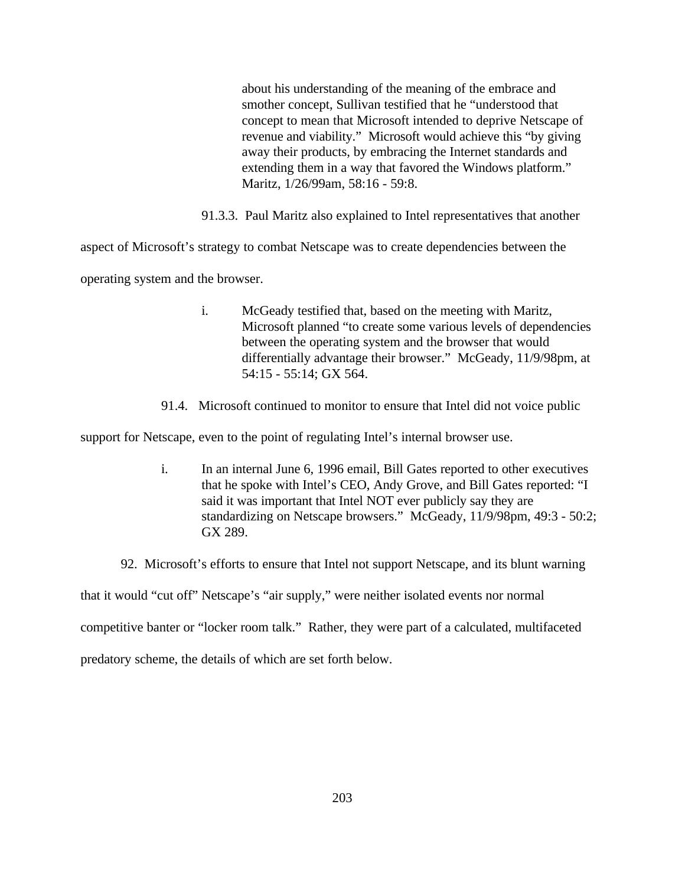about his understanding of the meaning of the embrace and smother concept, Sullivan testified that he "understood that concept to mean that Microsoft intended to deprive Netscape of revenue and viability." Microsoft would achieve this "by giving away their products, by embracing the Internet standards and extending them in a way that favored the Windows platform." Maritz, 1/26/99am, 58:16 - 59:8.

91.3.3. Paul Maritz also explained to Intel representatives that another aspect of Microsoft's strategy to combat Netscape was to create dependencies between the operating system and the browser.

i. McGeady testified that, based on the meeting with Maritz, Microsoft planned "to create some various levels of dependencies between the operating system and the browser that would differentially advantage their browser." McGeady, 11/9/98pm, at 54:15 - 55:14; GX 564.

91.4. Microsoft continued to monitor to ensure that Intel did not voice public support for Netscape, even to the point of regulating Intel's internal browser use.

i. In an internal June 6, 1996 email, Bill Gates reported to other executives that he spoke with Intel's CEO, Andy Grove, and Bill Gates reported: "I said it was important that Intel NOT ever publicly say they are standardizing on Netscape browsers." McGeady, 11/9/98pm, 49:3 - 50:2; GX 289.

92. Microsoft's efforts to ensure that Intel not support Netscape, and its blunt warning that it would "cut off" Netscape's "air supply," were neither isolated events nor normal competitive banter or "locker room talk." Rather, they were part of a calculated, multifaceted predatory scheme, the details of which are set forth below.